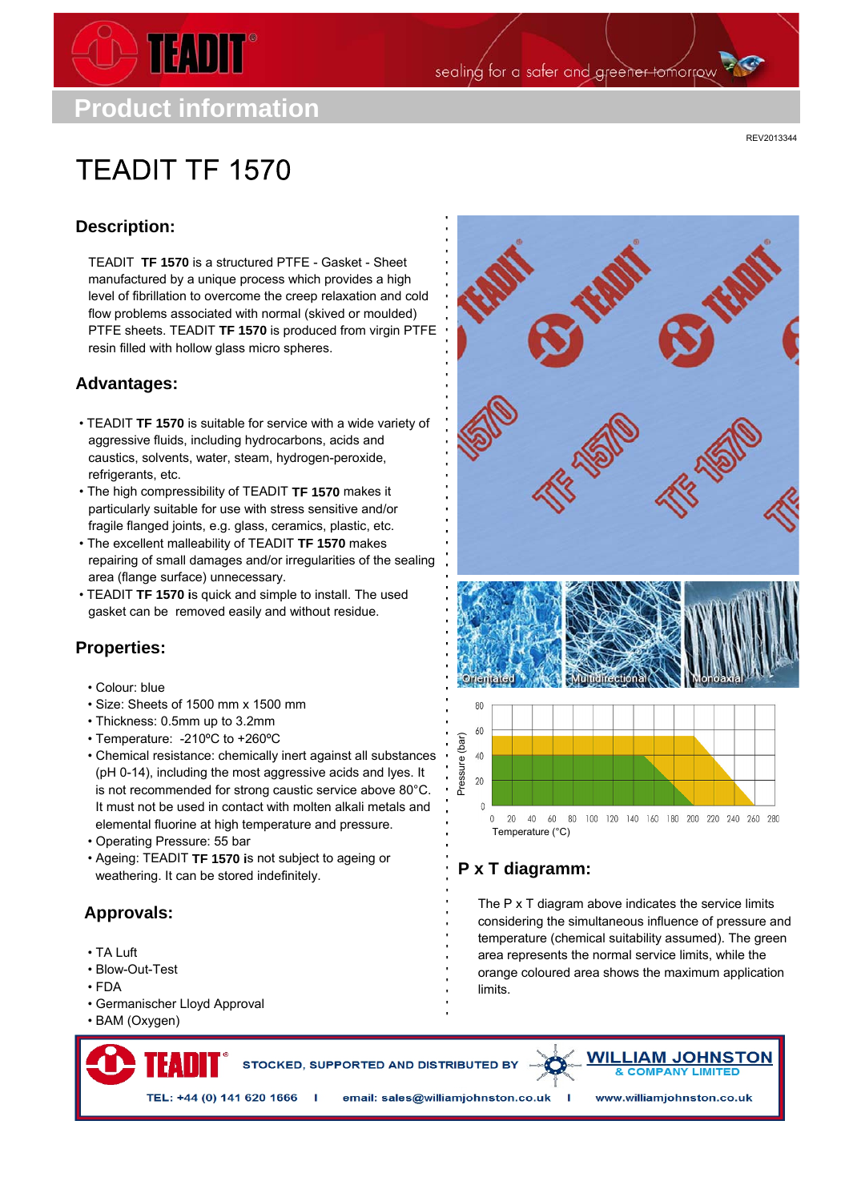# Product information

REV2013344

# TEADIT TF 1570

## Description:

TEADIT **TF 1570** is a structured PTFE - Gasket - Sheet manufactured by a unique process which provides a high level of fibrillation to overcome the creep relaxation and cold flow problems associated with normal (skived or moulded) PTFE sheets. TEADIT **TF 1570** is produced from virgin PTFE resin filled with hollow glass micro spheres.

## Advantages:

- TEADIT **TF 1570** is suitable for service with a wide variety of aggressive fluids, including hydrocarbons, acids and caustics, solvents, water, steam, hydrogen-peroxide, refrigerants, etc.
- The high compressibility of TEADIT **TF 1570** makes it particularly suitable for use with stress sensitive and/or fragile flanged joints, e.g. glass, ceramics, plastic, etc.
- The excellent malleability of TEADIT **TF 1570** makes repairing of small damages and/or irregularities of the sealing area (flange surface) unnecessary.
- TEADIT **TF 1570** is quick and simple to install. The used gasket can be removed easily and without residue.

## Properties:

- Colour: blue
- Size: Sheets of 1500 mm x 1500 mm
- Thickness: 0.5mm up to 3.2mm
- Temperature: -210ºC to +260ºC
- Chemical resistance: chemically inert against all substances (pH 0-14), including the most aggressive acids and lyes. It is not recommended for strong caustic service above 80°C. It must not be used in contact with molten alkali metals and elemental fluorine at high temperature and pressure.
- Operating Pressure: 55 bar
- Ageing: TEADIT **TF 1570** is not subject to ageing or weathering. It can be stored indefinitely.

## Approvals:

- TA Luft
- Blow-Out-Test
- FDA
- Germanischer Lloyd Approval
- BAM (Oxygen)

Orientated | Multidirectional | Monoaxial

## P x T diagramm:

The P x T diagram above indicates the service limits considering the simultaneous influence of pressure and temperature (chemical suitability assumed). The green area represents the normal service limits, while the orange coloured area shows the maximum application limits.

STOCKED, SUPPORTED AND DISTRIBUTED BY WILLIAM JOHNSTON & COMPANY LIMITED

TEL: +44 (0) 141 620 1666 | email: sales@williamjohnston.co.uk | www.williamjohnston.co.uk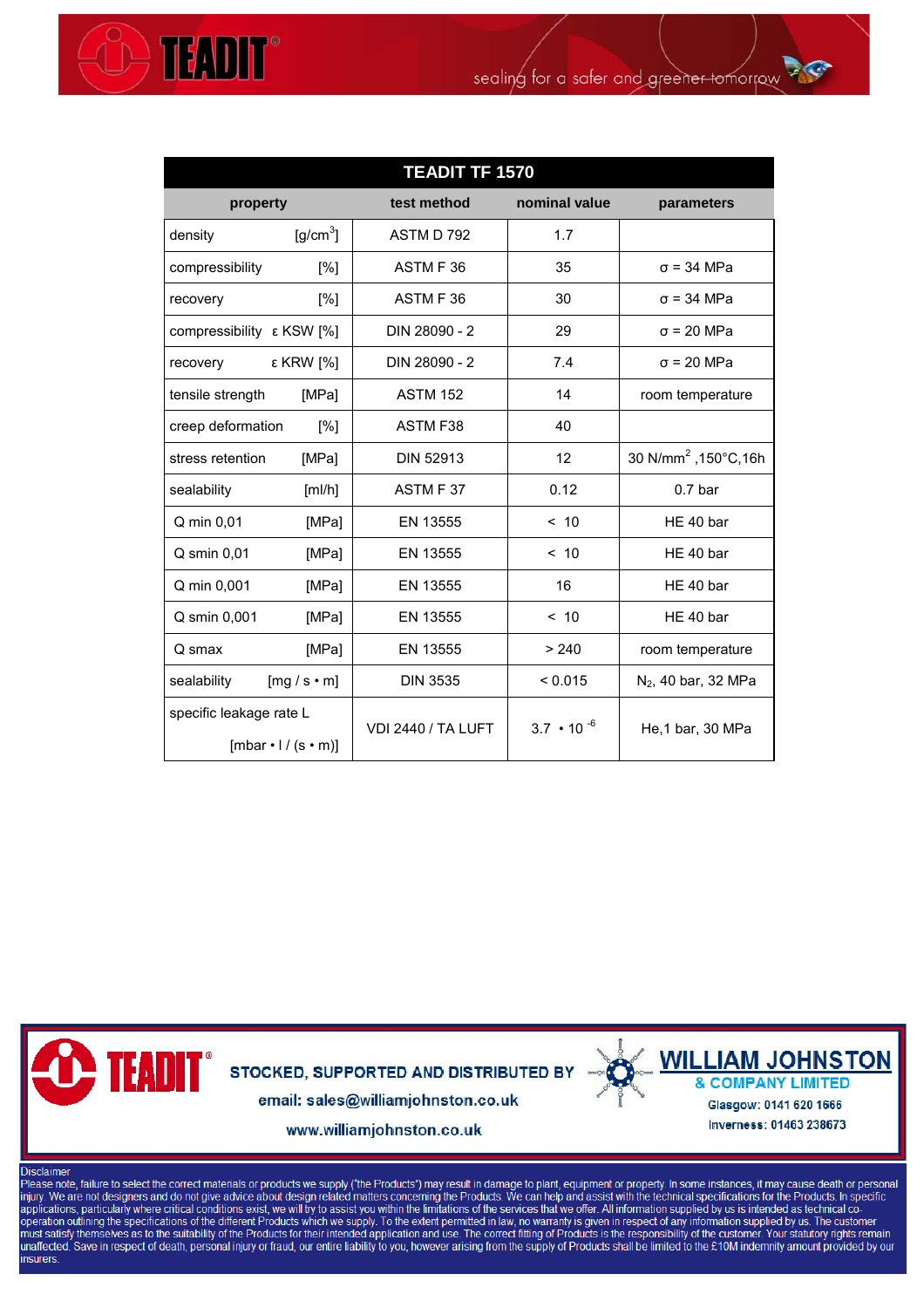# TEADIT TF 1570

| property | test method | nominal value | parameters |
|---|---|---|---|
| density [g/cm$^3$] | ASTM D 792 | 1.7 | |
| compressibility [%] | ASTM F 36 | 35 | σ = 34 MPa |
| recovery [%] | ASTM F 36 | 30 | σ = 34 MPa |
| compressibility ε KSW [%] | DIN 28090 - 2 | 29 | σ = 20 MPa |
| recovery ε KRW [%] | DIN 28090 - 2 | 7.4 | σ = 20 MPa |
| tensile strength [MPa] | ASTM 152 | 14 | room temperature |
| creep deformation [%] | ASTM F38 | 40 | |
| stress retention [MPa] | DIN 52913 | 12 | 30 N/mm$^2$ ,150°C,16h |
| sealability [ml/h] | ASTM F 37 | 0.12 | 0.7 bar |
| Q min 0,01 [MPa] | EN 13555 | < 10 | HE 40 bar |
| Q smin 0,01 [MPa] | EN 13555 | < 10 | HE 40 bar |
| Q min 0,001 [MPa] | EN 13555 | 16 | HE 40 bar |
| Q smin 0,001 [MPa] | EN 13555 | < 10 | HE 40 bar |
| Q smax [MPa] | EN 13555 | > 240 | room temperature |
| sealability [mg / s • m] | DIN 3535 | < 0.015 | $N_2$, 40 bar, 32 MPa |
| specific leakage rate L [mbar • l / (s • m)] | VDI 2440 / TA LUFT | $3.7 \cdot 10^{-6}$ | He,1 bar, 30 MPa |

STOCKED, SUPPORTED AND DISTRIBUTED BY

email: sales@williamjohnston.co.uk

www.williamjohnston.co.uk

**WILLIAM JOHNSTON & COMPANY LIMITED**

Glasgow: 0141 620 1666

Inverness: 01463 238673

Disclaimer

Please note, failure to select the correct materials or products we supply ("the Products") may result in damage to plant, equipment or property. In some instances, it may cause death or personal injury. We are not designers and do not give advice about design related matters concerning the Products. We can help and assist with the technical specifications for the Products. In specific applications, particularly where critical conditions exist, we will try to assist you within the limitations of the services that we offer. All information supplied by us is intended as technical co-operation outlining the specifications of the different Products which we supply. To the extent permitted in law, no warranty is given in respect of any information supplied by us. The customer must satisfy themselves as to the suitability of the Products for their intended application and use. The correct fitting of Products is the responsibility of the customer. Your statutory rights remain unaffected. Save in respect of death, personal injury or fraud, our entire liability to you, however arising from the supply of Products shall be limited to the £10M indemnity amount provided by our insurers.